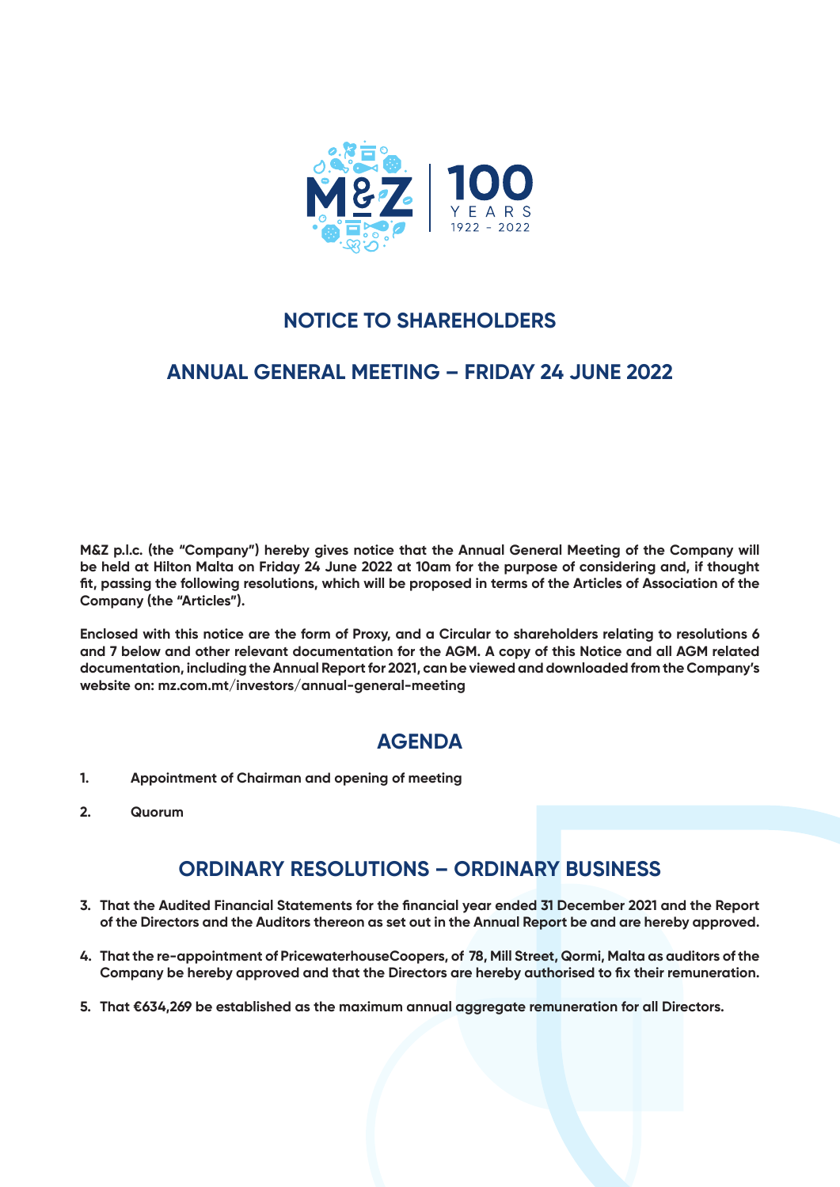# NOTICE TO SHAREHOLDERS

## ANNUAL GENERAL MEETING – FRIDAY 24 JUNE 2022

**M&Z p.l.c. (the "Company") hereby gives notice that the Annual General Meeting of the Company will be held at Hilton Malta on Friday 24 June 2022 at 10am for the purpose of considering and, if thought fit, passing the following resolutions, which will be proposed in terms of the Articles of Association of the Company (the "Articles").**

**Enclosed with this notice are the form of Proxy, and a Circular to shareholders relating to resolutions 6 and 7 below and other relevant documentation for the AGM. A copy of this Notice and all AGM related documentation, including the Annual Report for 2021, can be viewed and downloaded from the Company's website on: mz.com.mt/investors/annual-general-meeting**

## AGENDA

1. **Appointment of Chairman and opening of meeting**
2. **Quorum**

## ORDINARY RESOLUTIONS – ORDINARY BUSINESS

3. **That the Audited Financial Statements for the financial year ended 31 December 2021 and the Report of the Directors and the Auditors thereon as set out in the Annual Report be and are hereby approved.**
4. **That the re-appointment of PricewaterhouseCoopers, of 78, Mill Street, Qormi, Malta as auditors of the Company be hereby approved and that the Directors are hereby authorised to fix their remuneration.**
5. **That €634,269 be established as the maximum annual aggregate remuneration for all Directors.**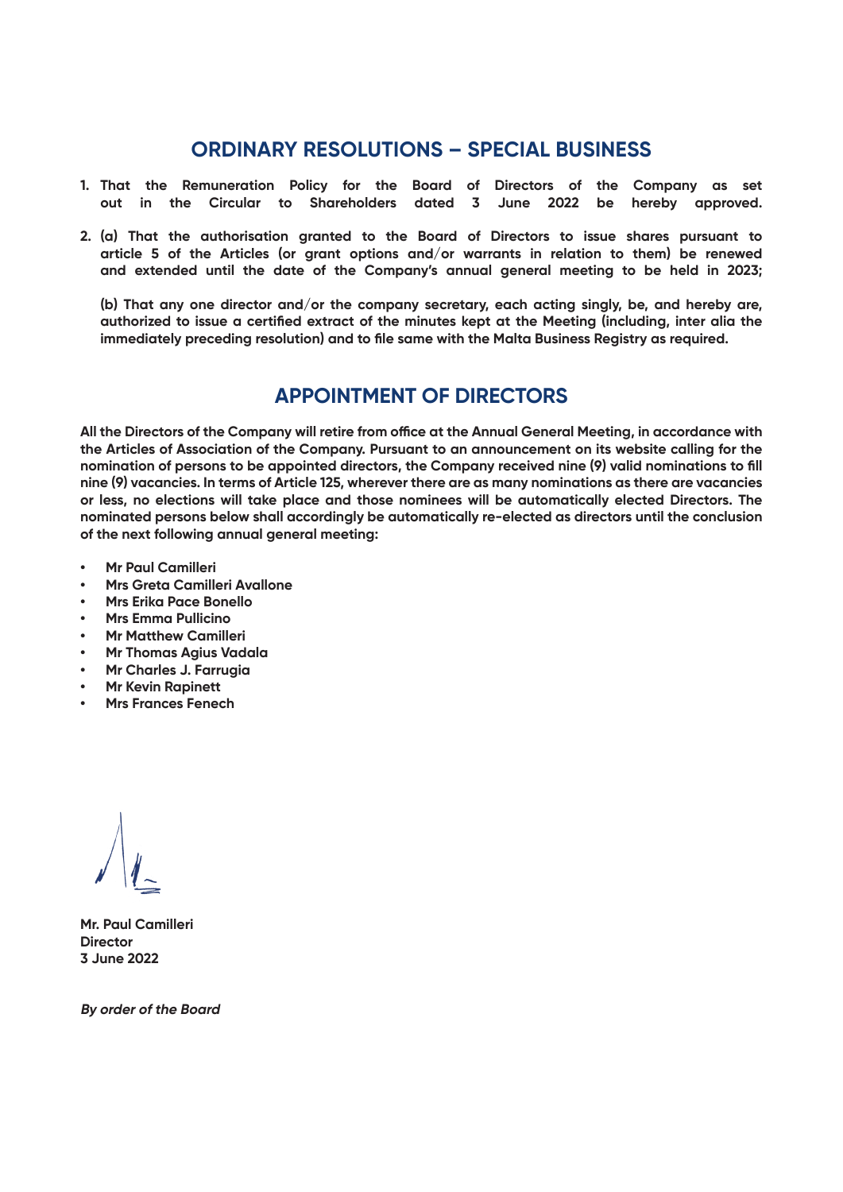## ORDINARY RESOLUTIONS – SPECIAL BUSINESS

1. **That the Remuneration Policy for the Board of Directors of the Company as set out in the Circular to Shareholders dated 3 June 2022 be hereby approved.**

2. **(a) That the authorisation granted to the Board of Directors to issue shares pursuant to article 5 of the Articles (or grant options and/or warrants in relation to them) be renewed and extended until the date of the Company's annual general meeting to be held in 2023;**

   **(b) That any one director and/or the company secretary, each acting singly, be, and hereby are, authorized to issue a certified extract of the minutes kept at the Meeting (including, inter alia the immediately preceding resolution) and to file same with the Malta Business Registry as required.**

## APPOINTMENT OF DIRECTORS

**All the Directors of the Company will retire from office at the Annual General Meeting, in accordance with the Articles of Association of the Company. Pursuant to an announcement on its website calling for the nomination of persons to be appointed directors, the Company received nine (9) valid nominations to fill nine (9) vacancies. In terms of Article 125, wherever there are as many nominations as there are vacancies or less, no elections will take place and those nominees will be automatically elected Directors. The nominated persons below shall accordingly be automatically re-elected as directors until the conclusion of the next following annual general meeting:**

- **Mr Paul Camilleri**
- **Mrs Greta Camilleri Avallone**
- **Mrs Erika Pace Bonello**
- **Mrs Emma Pullicino**
- **Mr Matthew Camilleri**
- **Mr Thomas Agius Vadala**
- **Mr Charles J. Farrugia**
- **Mr Kevin Rapinett**
- **Mrs Frances Fenech**

**Mr. Paul Camilleri**
**Director**
**3 June 2022**

***By order of the Board***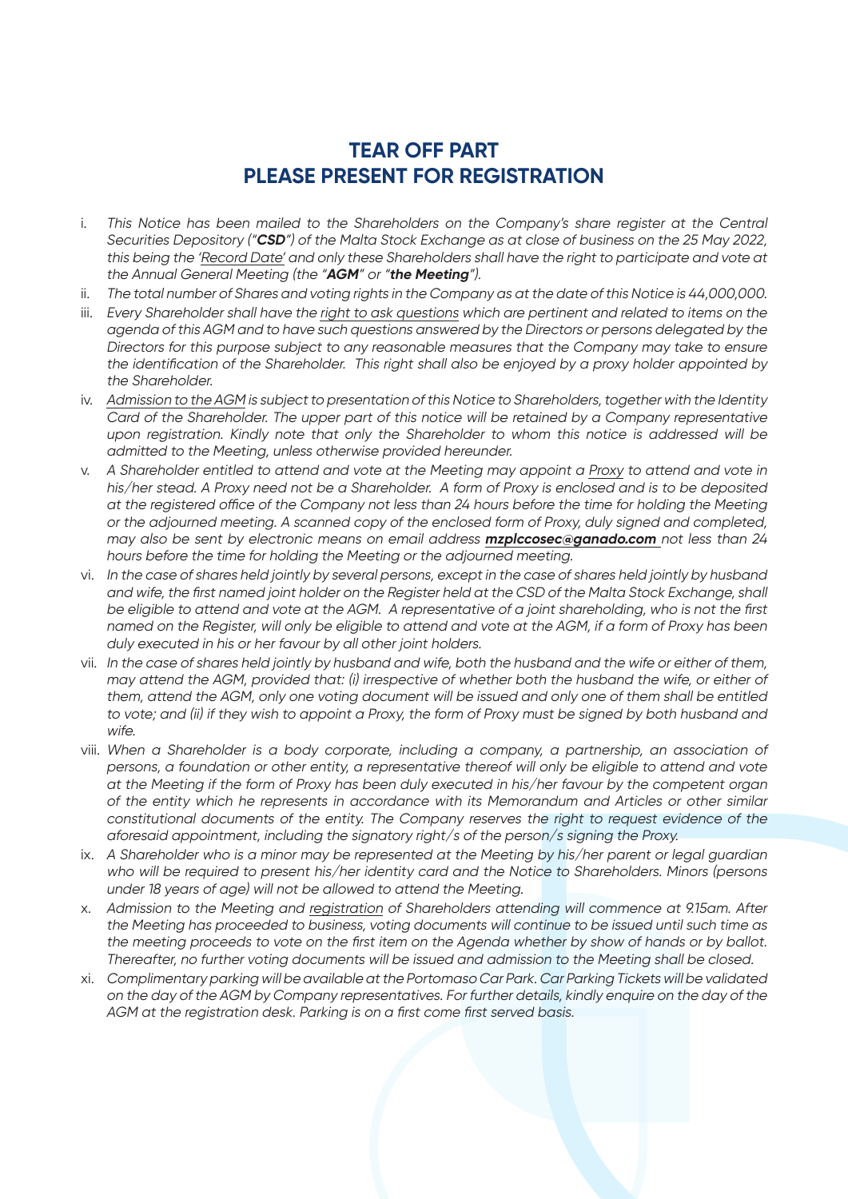# TEAR OFF PART
# PLEASE PRESENT FOR REGISTRATION

i. *This Notice has been mailed to the Shareholders on the Company's share register at the Central Securities Depository ("**CSD**") of the Malta Stock Exchange as at close of business on the 25 May 2022, this being the 'Record Date' and only these Shareholders shall have the right to participate and vote at the Annual General Meeting (the "**AGM**" or "**the Meeting**").*

ii. *The total number of Shares and voting rights in the Company as at the date of this Notice is 44,000,000.*

iii. *Every Shareholder shall have the right to ask questions which are pertinent and related to items on the agenda of this AGM and to have such questions answered by the Directors or persons delegated by the Directors for this purpose subject to any reasonable measures that the Company may take to ensure the identification of the Shareholder. This right shall also be enjoyed by a proxy holder appointed by the Shareholder.*

iv. *Admission to the AGM is subject to presentation of this Notice to Shareholders, together with the Identity Card of the Shareholder. The upper part of this notice will be retained by a Company representative upon registration. Kindly note that only the Shareholder to whom this notice is addressed will be admitted to the Meeting, unless otherwise provided hereunder.*

v. *A Shareholder entitled to attend and vote at the Meeting may appoint a Proxy to attend and vote in his/her stead. A Proxy need not be a Shareholder. A form of Proxy is enclosed and is to be deposited at the registered office of the Company not less than 24 hours before the time for holding the Meeting or the adjourned meeting. A scanned copy of the enclosed form of Proxy, duly signed and completed, may also be sent by electronic means on email address **mzplccosec@ganado.com** not less than 24 hours before the time for holding the Meeting or the adjourned meeting.*

vi. *In the case of shares held jointly by several persons, except in the case of shares held jointly by husband and wife, the first named joint holder on the Register held at the CSD of the Malta Stock Exchange, shall be eligible to attend and vote at the AGM. A representative of a joint shareholding, who is not the first named on the Register, will only be eligible to attend and vote at the AGM, if a form of Proxy has been duly executed in his or her favour by all other joint holders.*

vii. *In the case of shares held jointly by husband and wife, both the husband and the wife or either of them, may attend the AGM, provided that: (i) irrespective of whether both the husband the wife, or either of them, attend the AGM, only one voting document will be issued and only one of them shall be entitled to vote; and (ii) if they wish to appoint a Proxy, the form of Proxy must be signed by both husband and wife.*

viii. *When a Shareholder is a body corporate, including a company, a partnership, an association of persons, a foundation or other entity, a representative thereof will only be eligible to attend and vote at the Meeting if the form of Proxy has been duly executed in his/her favour by the competent organ of the entity which he represents in accordance with its Memorandum and Articles or other similar constitutional documents of the entity. The Company reserves the right to request evidence of the aforesaid appointment, including the signatory right/s of the person/s signing the Proxy.*

ix. *A Shareholder who is a minor may be represented at the Meeting by his/her parent or legal guardian who will be required to present his/her identity card and the Notice to Shareholders. Minors (persons under 18 years of age) will not be allowed to attend the Meeting.*

x. *Admission to the Meeting and registration of Shareholders attending will commence at 9.15am. After the Meeting has proceeded to business, voting documents will continue to be issued until such time as the meeting proceeds to vote on the first item on the Agenda whether by show of hands or by ballot. Thereafter, no further voting documents will be issued and admission to the Meeting shall be closed.*

xi. *Complimentary parking will be available at the Portomaso Car Park. Car Parking Tickets will be validated on the day of the AGM by Company representatives. For further details, kindly enquire on the day of the AGM at the registration desk. Parking is on a first come first served basis.*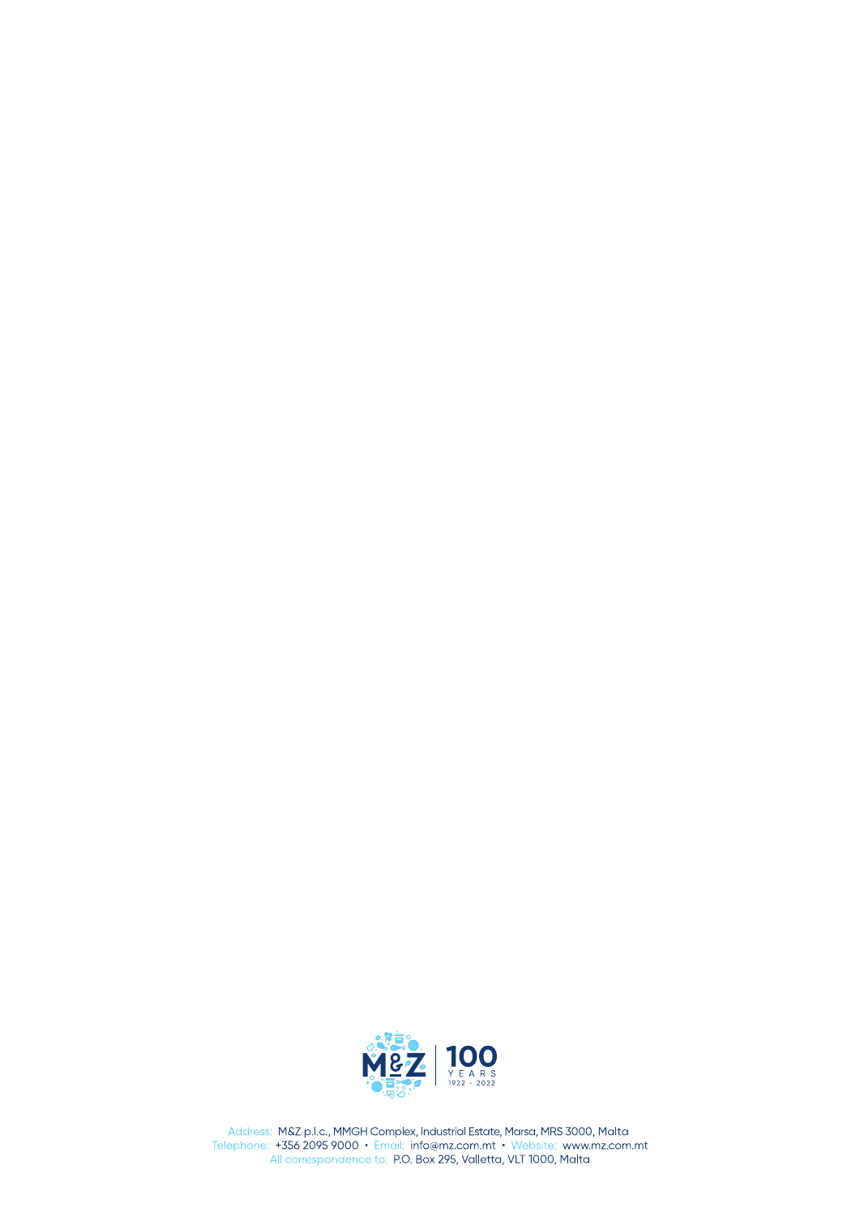Address: M&Z p.l.c., MMGH Complex, Industrial Estate, Marsa, MRS 3000, Malta
Telephone: +356 2095 9000 • Email: info@mz.com.mt • Website: www.mz.com.mt
All correspondence to: P.O. Box 295, Valletta, VLT 1000, Malta